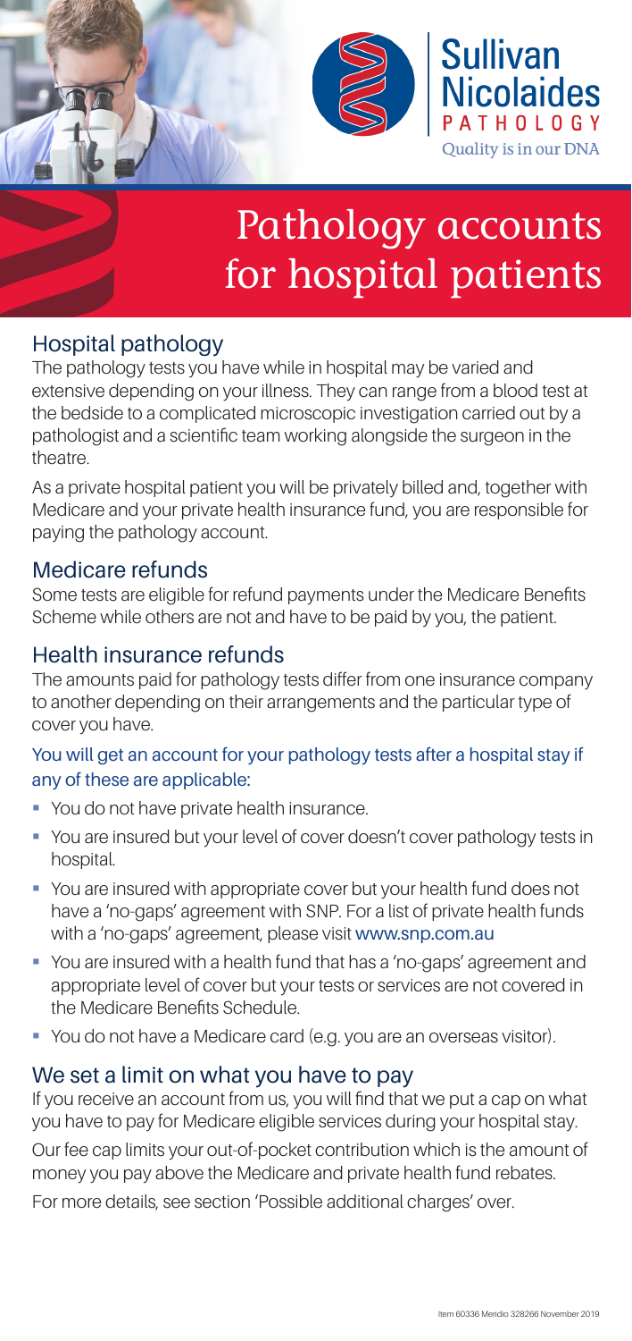Sullivan Nicolaides PATHOLOGY

Quality is in our DNA

# Pathology accounts for hospital patients

## Hospital pathology

The pathology tests you have while in hospital may be varied and extensive depending on your illness. They can range from a blood test at the bedside to a complicated microscopic investigation carried out by a pathologist and a scientific team working alongside the surgeon in the theatre.

As a private hospital patient you will be privately billed and, together with Medicare and your private health insurance fund, you are responsible for paying the pathology account.

## Medicare refunds

Some tests are eligible for refund payments under the Medicare Benefits Scheme while others are not and have to be paid by you, the patient.

## Health insurance refunds

The amounts paid for pathology tests differ from one insurance company to another depending on their arrangements and the particular type of cover you have.

### You will get an account for your pathology tests after a hospital stay if any of these are applicable:

- You do not have private health insurance.
- You are insured but your level of cover doesn't cover pathology tests in hospital.
- You are insured with appropriate cover but your health fund does not have a 'no-gaps' agreement with SNP. For a list of private health funds with a 'no-gaps' agreement, please visit www.snp.com.au
- You are insured with a health fund that has a 'no-gaps' agreement and appropriate level of cover but your tests or services are not covered in the Medicare Benefits Schedule.
- You do not have a Medicare card (e.g. you are an overseas visitor).

## We set a limit on what you have to pay

If you receive an account from us, you will find that we put a cap on what you have to pay for Medicare eligible services during your hospital stay.

Our fee cap limits your out-of-pocket contribution which is the amount of money you pay above the Medicare and private health fund rebates.

For more details, see section 'Possible additional charges' over.

Item 60336 Meridio 328266 November 2019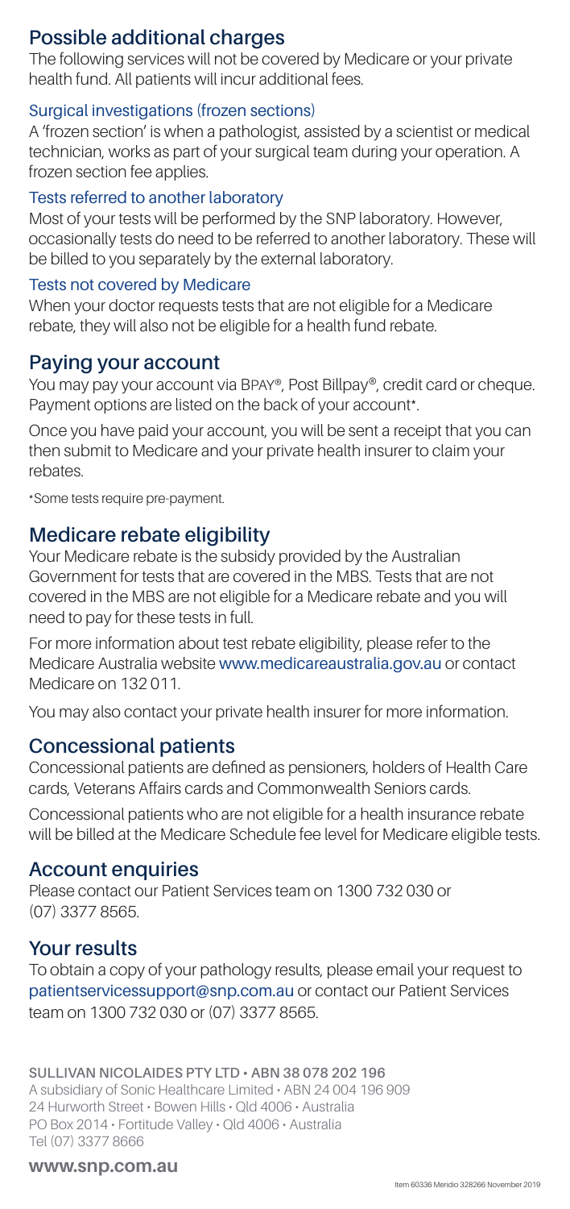## Possible additional charges

The following services will not be covered by Medicare or your private health fund. All patients will incur additional fees.

### Surgical investigations (frozen sections)

A 'frozen section' is when a pathologist, assisted by a scientist or medical technician, works as part of your surgical team during your operation. A frozen section fee applies.

### Tests referred to another laboratory

Most of your tests will be performed by the SNP laboratory. However, occasionally tests do need to be referred to another laboratory. These will be billed to you separately by the external laboratory.

### Tests not covered by Medicare

When your doctor requests tests that are not eligible for a Medicare rebate, they will also not be eligible for a health fund rebate.

## Paying your account

You may pay your account via BPAY®, Post Billpay®, credit card or cheque. Payment options are listed on the back of your account*.

Once you have paid your account, you will be sent a receipt that you can then submit to Medicare and your private health insurer to claim your rebates.

*Some tests require pre-payment.

## Medicare rebate eligibility

Your Medicare rebate is the subsidy provided by the Australian Government for tests that are covered in the MBS. Tests that are not covered in the MBS are not eligible for a Medicare rebate and you will need to pay for these tests in full.

For more information about test rebate eligibility, please refer to the Medicare Australia website www.medicareaustralia.gov.au or contact Medicare on 132 011.

You may also contact your private health insurer for more information.

## Concessional patients

Concessional patients are defined as pensioners, holders of Health Care cards, Veterans Affairs cards and Commonwealth Seniors cards.

Concessional patients who are not eligible for a health insurance rebate will be billed at the Medicare Schedule fee level for Medicare eligible tests.

## Account enquiries

Please contact our Patient Services team on 1300 732 030 or (07) 3377 8565.

## Your results

To obtain a copy of your pathology results, please email your request to patientservicessupport@snp.com.au or contact our Patient Services team on 1300 732 030 or (07) 3377 8565.

**SULLIVAN NICOLAIDES PTY LTD • ABN 38 078 202 196**
A subsidiary of Sonic Healthcare Limited • ABN 24 004 196 909
24 Hurworth Street • Bowen Hills • Qld 4006 • Australia
PO Box 2014 • Fortitude Valley • Qld 4006 • Australia
Tel (07) 3377 8666

**www.snp.com.au**

Item 60336 Meridio 328266 November 2019